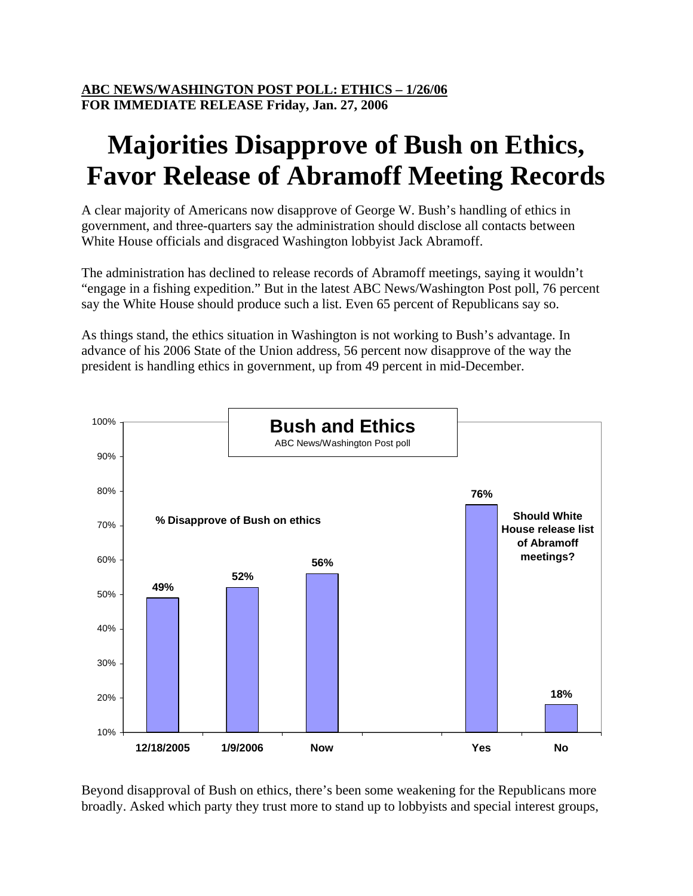**ABC NEWS/WASHINGTON POST POLL: ETHICS – 1/26/06**
**FOR IMMEDIATE RELEASE Friday, Jan. 27, 2006**

# Majorities Disapprove of Bush on Ethics, Favor Release of Abramoff Meeting Records

A clear majority of Americans now disapprove of George W. Bush's handling of ethics in government, and three-quarters say the administration should disclose all contacts between White House officials and disgraced Washington lobbyist Jack Abramoff.

The administration has declined to release records of Abramoff meetings, saying it wouldn't "engage in a fishing expedition." But in the latest ABC News/Washington Post poll, 76 percent say the White House should produce such a list. Even 65 percent of Republicans say so.

As things stand, the ethics situation in Washington is not working to Bush's advantage. In advance of his 2006 State of the Union address, 56 percent now disapprove of the way the president is handling ethics in government, up from 49 percent in mid-December.

**Bush and Ethics**
ABC News/Washington Post poll

| % Disapprove of Bush on ethics | |
|---|---|
| 12/18/2005 | 49% |
| 1/9/2006 | 52% |
| Now | 56% |

| Should White House release list of Abramoff meetings? | |
|---|---|
| Yes | 76% |
| No | 18% |

Beyond disapproval of Bush on ethics, there's been some weakening for the Republicans more broadly. Asked which party they trust more to stand up to lobbyists and special interest groups,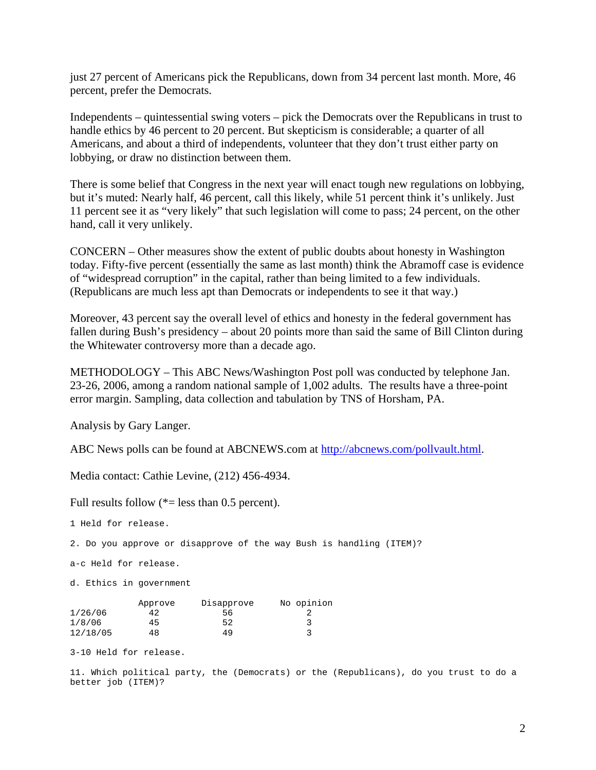just 27 percent of Americans pick the Republicans, down from 34 percent last month. More, 46 percent, prefer the Democrats.

Independents – quintessential swing voters – pick the Democrats over the Republicans in trust to handle ethics by 46 percent to 20 percent. But skepticism is considerable; a quarter of all Americans, and about a third of independents, volunteer that they don't trust either party on lobbying, or draw no distinction between them.

There is some belief that Congress in the next year will enact tough new regulations on lobbying, but it's muted: Nearly half, 46 percent, call this likely, while 51 percent think it's unlikely. Just 11 percent see it as "very likely" that such legislation will come to pass; 24 percent, on the other hand, call it very unlikely.

CONCERN – Other measures show the extent of public doubts about honesty in Washington today. Fifty-five percent (essentially the same as last month) think the Abramoff case is evidence of "widespread corruption" in the capital, rather than being limited to a few individuals. (Republicans are much less apt than Democrats or independents to see it that way.)

Moreover, 43 percent say the overall level of ethics and honesty in the federal government has fallen during Bush's presidency – about 20 points more than said the same of Bill Clinton during the Whitewater controversy more than a decade ago.

METHODOLOGY – This ABC News/Washington Post poll was conducted by telephone Jan. 23-26, 2006, among a random national sample of 1,002 adults. The results have a three-point error margin. Sampling, data collection and tabulation by TNS of Horsham, PA.

Analysis by Gary Langer.

ABC News polls can be found at ABCNEWS.com at http://abcnews.com/pollvault.html.

Media contact: Cathie Levine, (212) 456-4934.

Full results follow (*= less than 0.5 percent).

1 Held for release.

2. Do you approve or disapprove of the way Bush is handling (ITEM)?

a-c Held for release.

d. Ethics in government

| | Approve | Disapprove | No opinion |
|---|---|---|---|
| 1/26/06 | 42 | 56 | 2 |
| 1/8/06 | 45 | 52 | 3 |
| 12/18/05 | 48 | 49 | 3 |

3-10 Held for release.

11. Which political party, the (Democrats) or the (Republicans), do you trust to do a better job (ITEM)?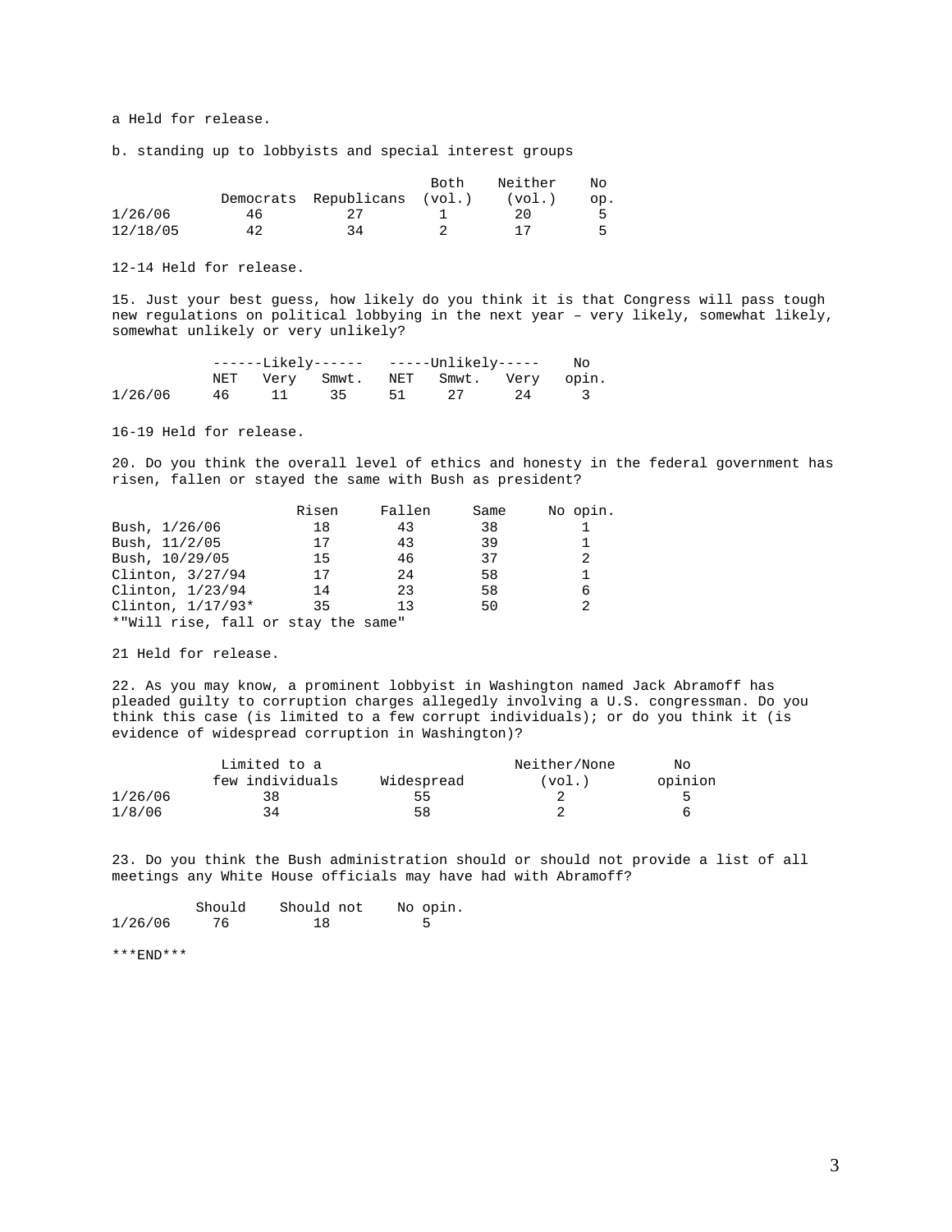a Held for release.

b. standing up to lobbyists and special interest groups

| | Democrats | Republicans | Both (vol.) | Neither (vol.) | No op. |
|---|---|---|---|---|---|
| 1/26/06 | 46 | 27 | 1 | 20 | 5 |
| 12/18/05 | 42 | 34 | 2 | 17 | 5 |

12-14 Held for release.

15. Just your best guess, how likely do you think it is that Congress will pass tough new regulations on political lobbying in the next year – very likely, somewhat likely, somewhat unlikely or very unlikely?

| | ------Likely------ | | | -----Unlikely----- | | | No |
|---|---|---|---|---|---|---|---|
| | NET | Very | Smwt. | NET | Smwt. | Very | opin. |
| 1/26/06 | 46 | 11 | 35 | 51 | 27 | 24 | 3 |

16-19 Held for release.

20. Do you think the overall level of ethics and honesty in the federal government has risen, fallen or stayed the same with Bush as president?

| | Risen | Fallen | Same | No opin. |
|---|---|---|---|---|
| Bush, 1/26/06 | 18 | 43 | 38 | 1 |
| Bush, 11/2/05 | 17 | 43 | 39 | 1 |
| Bush, 10/29/05 | 15 | 46 | 37 | 2 |
| Clinton, 3/27/94 | 17 | 24 | 58 | 1 |
| Clinton, 1/23/94 | 14 | 23 | 58 | 6 |
| Clinton, 1/17/93* | 35 | 13 | 50 | 2 |

*"Will rise, fall or stay the same"

21 Held for release.

22. As you may know, a prominent lobbyist in Washington named Jack Abramoff has pleaded guilty to corruption charges allegedly involving a U.S. congressman. Do you think this case (is limited to a few corrupt individuals); or do you think it (is evidence of widespread corruption in Washington)?

| | Limited to a few individuals | Widespread | Neither/None (vol.) | No opinion |
|---|---|---|---|---|
| 1/26/06 | 38 | 55 | 2 | 5 |
| 1/8/06 | 34 | 58 | 2 | 6 |

23. Do you think the Bush administration should or should not provide a list of all meetings any White House officials may have had with Abramoff?

| | Should | Should not | No opin. |
|---|---|---|---|
| 1/26/06 | 76 | 18 | 5 |

\*\*\*END\*\*\*